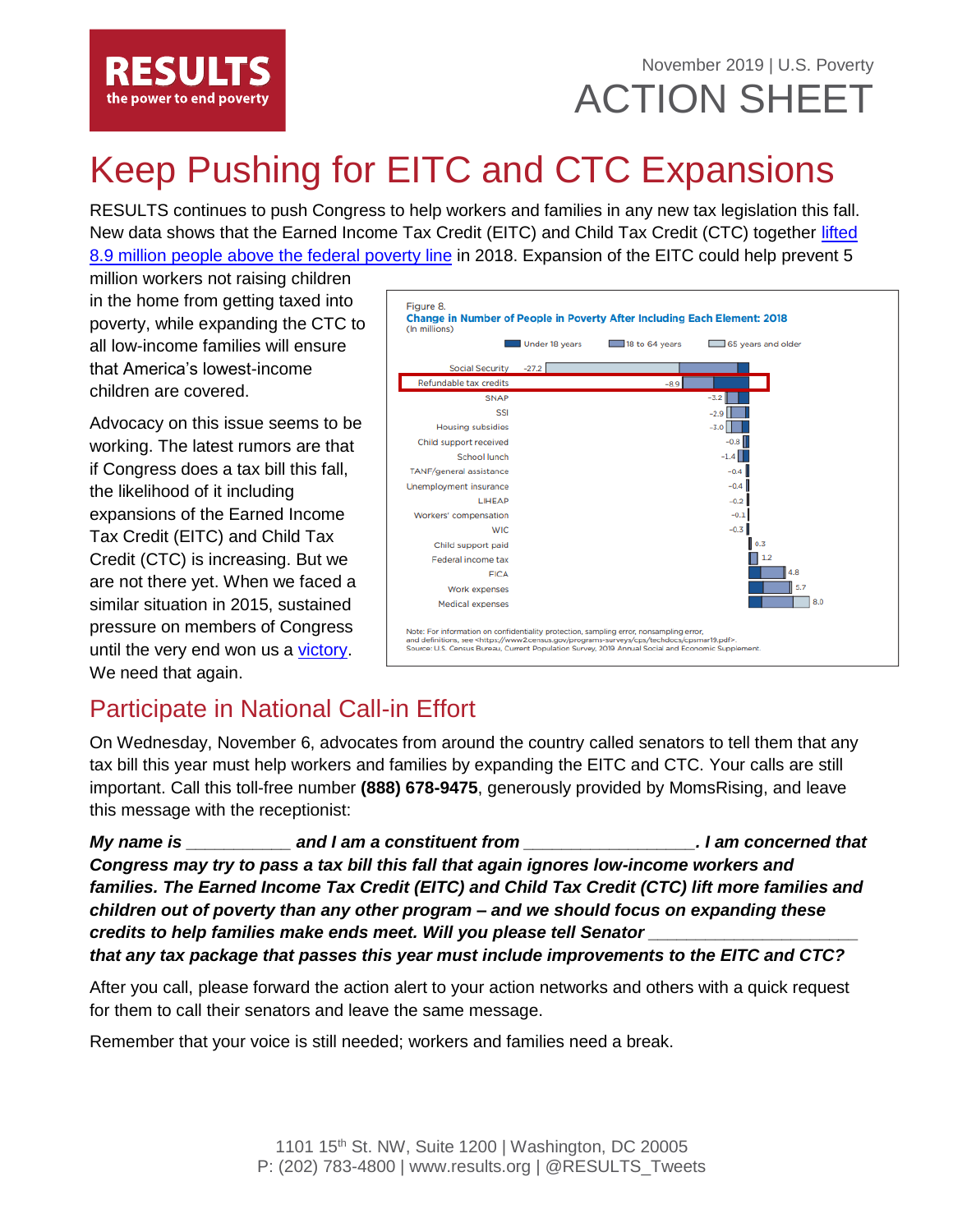RESULTS
the power to end poverty

November 2019 | U.S. Poverty

ACTION SHEET

# Keep Pushing for EITC and CTC Expansions

RESULTS continues to push Congress to help workers and families in any new tax legislation this fall. New data shows that the Earned Income Tax Credit (EITC) and Child Tax Credit (CTC) together lifted 8.9 million people above the federal poverty line in 2018. Expansion of the EITC could help prevent 5 million workers not raising children in the home from getting taxed into poverty, while expanding the CTC to all low-income families will ensure that America's lowest-income children are covered.

Advocacy on this issue seems to be working. The latest rumors are that if Congress does a tax bill this fall, the likelihood of it including expansions of the Earned Income Tax Credit (EITC) and Child Tax Credit (CTC) is increasing. But we are not there yet. When we faced a similar situation in 2015, sustained pressure on members of Congress until the very end won us a victory. We need that again.

Figure 8.
**Change in Number of People in Poverty After Including Each Element: 2018**
(In millions)

Legend: Under 18 years; 18 to 64 years; 65 years and older

| Element | Change |
|---|---|
| Social Security | -27.2 |
| Refundable tax credits | -8.9 |
| SNAP | -3.2 |
| SSI | -2.9 |
| Housing subsidies | -3.0 |
| Child support received | -0.8 |
| School lunch | -1.4 |
| TANF/general assistance | -0.4 |
| Unemployment insurance | -0.4 |
| LIHEAP | -0.2 |
| Workers' compensation | -0.1 |
| WIC | -0.3 |
| Child support paid | 0.3 |
| Federal income tax | 1.2 |
| FICA | 4.8 |
| Work expenses | 5.7 |
| Medical expenses | 8.0 |

Note: For information on confidentiality protection, sampling error, nonsampling error, and definitions, see <https://www2.census.gov/programs-surveys/cps/techdocs/cpsmar19.pdf>.
Source: U.S. Census Bureau, Current Population Survey, 2019 Annual Social and Economic Supplement.

## Participate in National Call-in Effort

On Wednesday, November 6, advocates from around the country called senators to tell them that any tax bill this year must help workers and families by expanding the EITC and CTC. Your calls are still important. Call this toll-free number **(888) 678-9475**, generously provided by MomsRising, and leave this message with the receptionist:

***My name is ___________ and I am a constituent from _________________. I am concerned that Congress may try to pass a tax bill this fall that again ignores low-income workers and families. The Earned Income Tax Credit (EITC) and Child Tax Credit (CTC) lift more families and children out of poverty than any other program – and we should focus on expanding these credits to help families make ends meet. Will you please tell Senator _____________________ that any tax package that passes this year must include improvements to the EITC and CTC?***

After you call, please forward the action alert to your action networks and others with a quick request for them to call their senators and leave the same message.

Remember that your voice is still needed; workers and families need a break.

1101 15th St. NW, Suite 1200 | Washington, DC 20005
P: (202) 783-4800 | www.results.org | @RESULTS_Tweets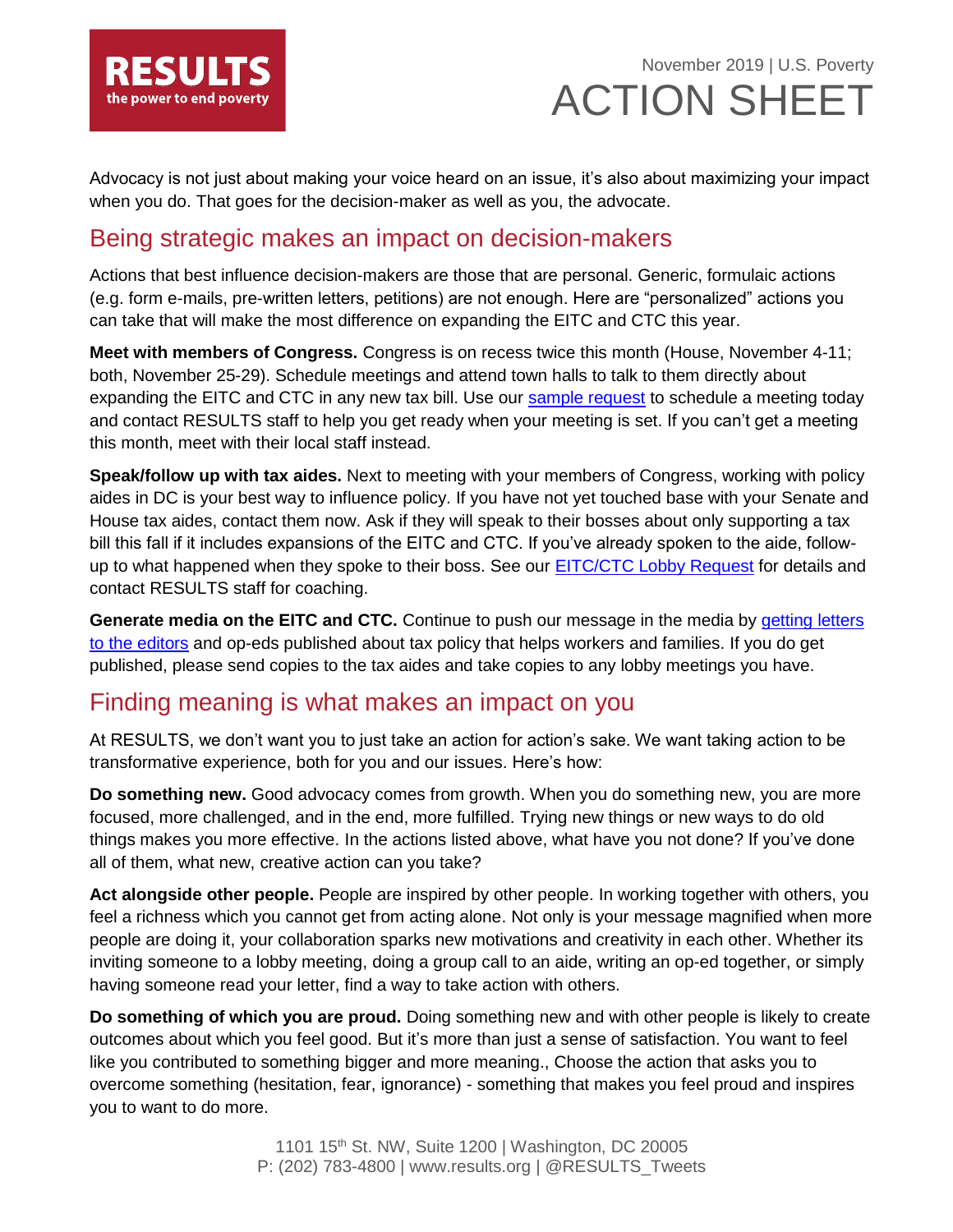RESULTS
the power to end poverty

November 2019 | U.S. Poverty

# ACTION SHEET

Advocacy is not just about making your voice heard on an issue, it's also about maximizing your impact when you do. That goes for the decision-maker as well as you, the advocate.

## Being strategic makes an impact on decision-makers

Actions that best influence decision-makers are those that are personal. Generic, formulaic actions (e.g. form e-mails, pre-written letters, petitions) are not enough. Here are "personalized" actions you can take that will make the most difference on expanding the EITC and CTC this year.

**Meet with members of Congress.** Congress is on recess twice this month (House, November 4-11; both, November 25-29). Schedule meetings and attend town halls to talk to them directly about expanding the EITC and CTC in any new tax bill. Use our sample request to schedule a meeting today and contact RESULTS staff to help you get ready when your meeting is set. If you can't get a meeting this month, meet with their local staff instead.

**Speak/follow up with tax aides.** Next to meeting with your members of Congress, working with policy aides in DC is your best way to influence policy. If you have not yet touched base with your Senate and House tax aides, contact them now. Ask if they will speak to their bosses about only supporting a tax bill this fall if it includes expansions of the EITC and CTC. If you've already spoken to the aide, follow-up to what happened when they spoke to their boss. See our EITC/CTC Lobby Request for details and contact RESULTS staff for coaching.

**Generate media on the EITC and CTC.** Continue to push our message in the media by getting letters to the editors and op-eds published about tax policy that helps workers and families. If you do get published, please send copies to the tax aides and take copies to any lobby meetings you have.

## Finding meaning is what makes an impact on you

At RESULTS, we don't want you to just take an action for action's sake. We want taking action to be transformative experience, both for you and our issues. Here's how:

**Do something new.** Good advocacy comes from growth. When you do something new, you are more focused, more challenged, and in the end, more fulfilled. Trying new things or new ways to do old things makes you more effective. In the actions listed above, what have you not done? If you've done all of them, what new, creative action can you take?

**Act alongside other people.** People are inspired by other people. In working together with others, you feel a richness which you cannot get from acting alone. Not only is your message magnified when more people are doing it, your collaboration sparks new motivations and creativity in each other. Whether its inviting someone to a lobby meeting, doing a group call to an aide, writing an op-ed together, or simply having someone read your letter, find a way to take action with others.

**Do something of which you are proud.** Doing something new and with other people is likely to create outcomes about which you feel good. But it's more than just a sense of satisfaction. You want to feel like you contributed to something bigger and more meaning., Choose the action that asks you to overcome something (hesitation, fear, ignorance) - something that makes you feel proud and inspires you to want to do more.

1101 15th St. NW, Suite 1200 | Washington, DC 20005
P: (202) 783-4800 | www.results.org | @RESULTS_Tweets